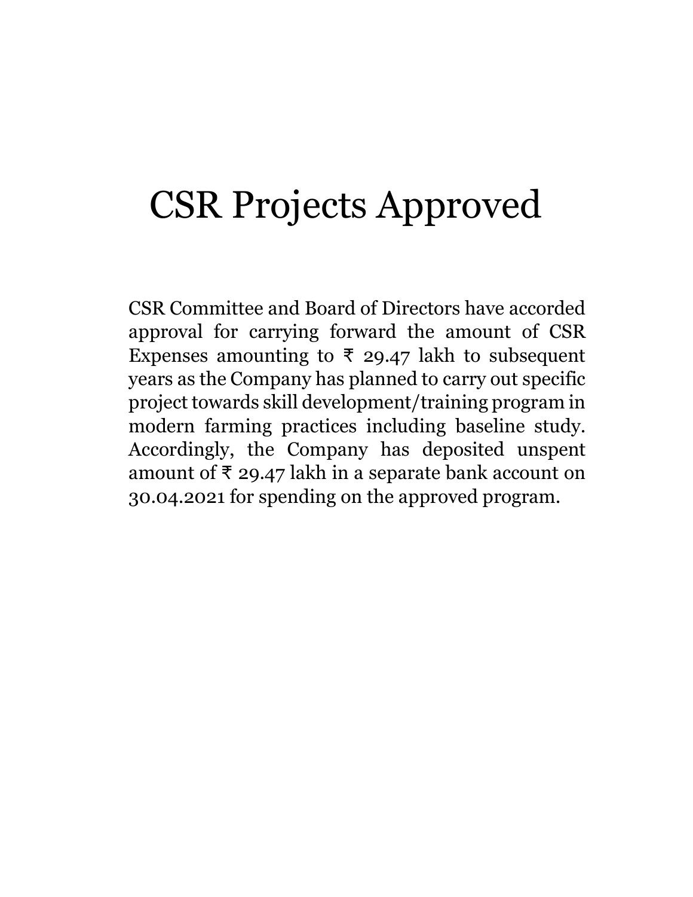# CSR Projects Approved

CSR Committee and Board of Directors have accorded approval for carrying forward the amount of CSR Expenses amounting to ₹ 29.47 lakh to subsequent years as the Company has planned to carry out specific project towards skill development/training program in modern farming practices including baseline study. Accordingly, the Company has deposited unspent amount of ₹ 29.47 lakh in a separate bank account on 30.04.2021 for spending on the approved program.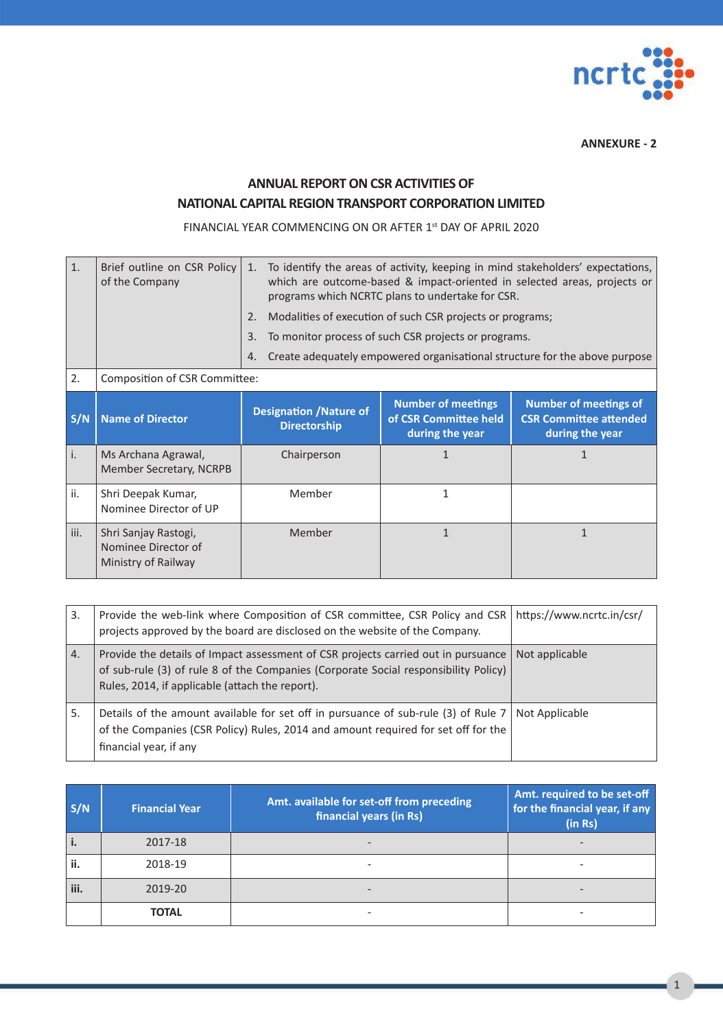ANNEXURE - 2

## ANNUAL REPORT ON CSR ACTIVITIES OF NATIONAL CAPITAL REGION TRANSPORT CORPORATION LIMITED

FINANCIAL YEAR COMMENCING ON OR AFTER 1st DAY OF APRIL 2020

| 1. | Brief outline on CSR Policy of the Company | 1. To identify the areas of activity, keeping in mind stakeholders' expectations, which are outcome-based & impact-oriented in selected areas, projects or programs which NCRTC plans to undertake for CSR.<br>2. Modalities of execution of such CSR projects or programs;<br>3. To monitor process of such CSR projects or programs.<br>4. Create adequately empowered organisational structure for the above purpose |
|---|---|---|
| 2. | Composition of CSR Committee: | |

| S/N | Name of Director | Designation /Nature of Directorship | Number of meetings of CSR Committee held during the year | Number of meetings of CSR Committee attended during the year |
|---|---|---|---|---|
| i. | Ms Archana Agrawal, Member Secretary, NCRPB | Chairperson | 1 | 1 |
| ii. | Shri Deepak Kumar, Nominee Director of UP | Member | 1 | |
| iii. | Shri Sanjay Rastogi, Nominee Director of Ministry of Railway | Member | 1 | 1 |

| 3. | Provide the web-link where Composition of CSR committee, CSR Policy and CSR projects approved by the board are disclosed on the website of the Company. | https://www.ncrtc.in/csr/ |
|---|---|---|
| 4. | Provide the details of Impact assessment of CSR projects carried out in pursuance of sub-rule (3) of rule 8 of the Companies (Corporate Social responsibility Policy) Rules, 2014, if applicable (attach the report). | Not applicable |
| 5. | Details of the amount available for set off in pursuance of sub-rule (3) of Rule 7 of the Companies (CSR Policy) Rules, 2014 and amount required for set off for the financial year, if any | Not Applicable |

| S/N | Financial Year | Amt. available for set-off from preceding financial years (in Rs) | Amt. required to be set-off for the financial year, if any (in Rs) |
|---|---|---|---|
| i. | 2017-18 | - | - |
| ii. | 2018-19 | - | - |
| iii. | 2019-20 | - | - |
| | **TOTAL** | - | - |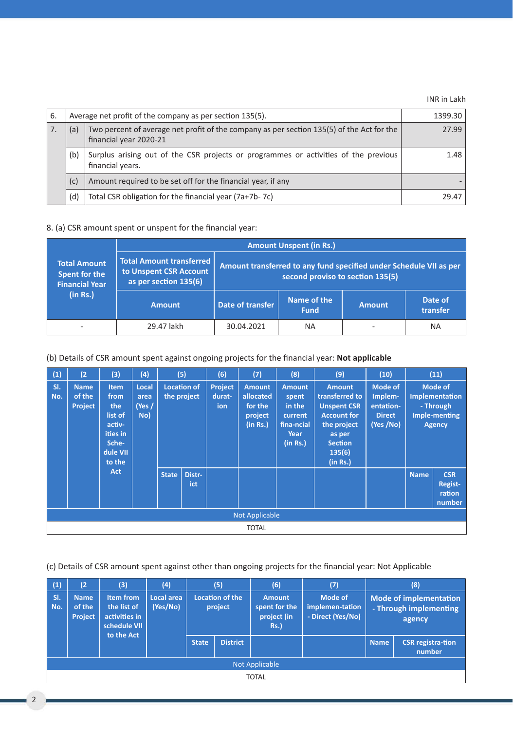INR in Lakh

| 6. | | Average net profit of the company as per section 135(5). | 1399.30 |
|---|---|---|---|
| 7. | (a) | Two percent of average net profit of the company as per section 135(5) of the Act for the financial year 2020-21 | 27.99 |
| | (b) | Surplus arising out of the CSR projects or programmes or activities of the previous financial years. | 1.48 |
| | (c) | Amount required to be set off for the financial year, if any | - |
| | (d) | Total CSR obligation for the financial year (7a+7b- 7c) | 29.47 |

8. (a) CSR amount spent or unspent for the financial year:

| Total Amount Spent for the Financial Year (in Rs.) | Amount Unspent (in Rs.) | | | | |
|---|---|---|---|---|---|
| | Total Amount transferred to Unspent CSR Account as per section 135(6) | | Amount transferred to any fund specified under Schedule VII as per second proviso to section 135(5) | | |
| | Amount | Date of transfer | Name of the Fund | Amount | Date of transfer |
| - | 29.47 lakh | 30.04.2021 | NA | - | NA |

(b) Details of CSR amount spent against ongoing projects for the financial year: **Not applicable**

| (1) | (2 | (3) | (4) | (5) | | (6) | (7) | (8) | (9) | (10) | (11) | |
|---|---|---|---|---|---|---|---|---|---|---|---|---|
| Sl. No. | Name of the Project | Item from the list of activities in Schedule VII to the Act | Local area (Yes / No) | Location of the project | | Project duration | Amount allocated for the project (in Rs.) | Amount spent in the current financial Year (in Rs.) | Amount transferred to Unspent CSR Account for the project as per Section 135(6) (in Rs.) | Mode of Implementation-Direct (Yes /No) | Mode of Implementation - Through Implementing Agency | |
| | | | | State | District | | | | | | Name | CSR Registration number |
| Not Applicable | | | | | | | | | | | | |
| TOTAL | | | | | | | | | | | | |

(c) Details of CSR amount spent against other than ongoing projects for the financial year: Not Applicable

| (1) | (2 | (3) | (4) | (5) | | (6) | (7) | (8) | |
|---|---|---|---|---|---|---|---|---|---|
| Sl. No. | Name of the Project | Item from the list of activities in schedule VII to the Act | Local area (Yes/No) | Location of the project | | Amount spent for the project (in Rs.) | Mode of implementation - Direct (Yes/No) | Mode of implementation - Through implementing agency | |
| | | | | State | District | | | Name | CSR registration number |
| Not Applicable | | | | | | | | | |
| TOTAL | | | | | | | | | |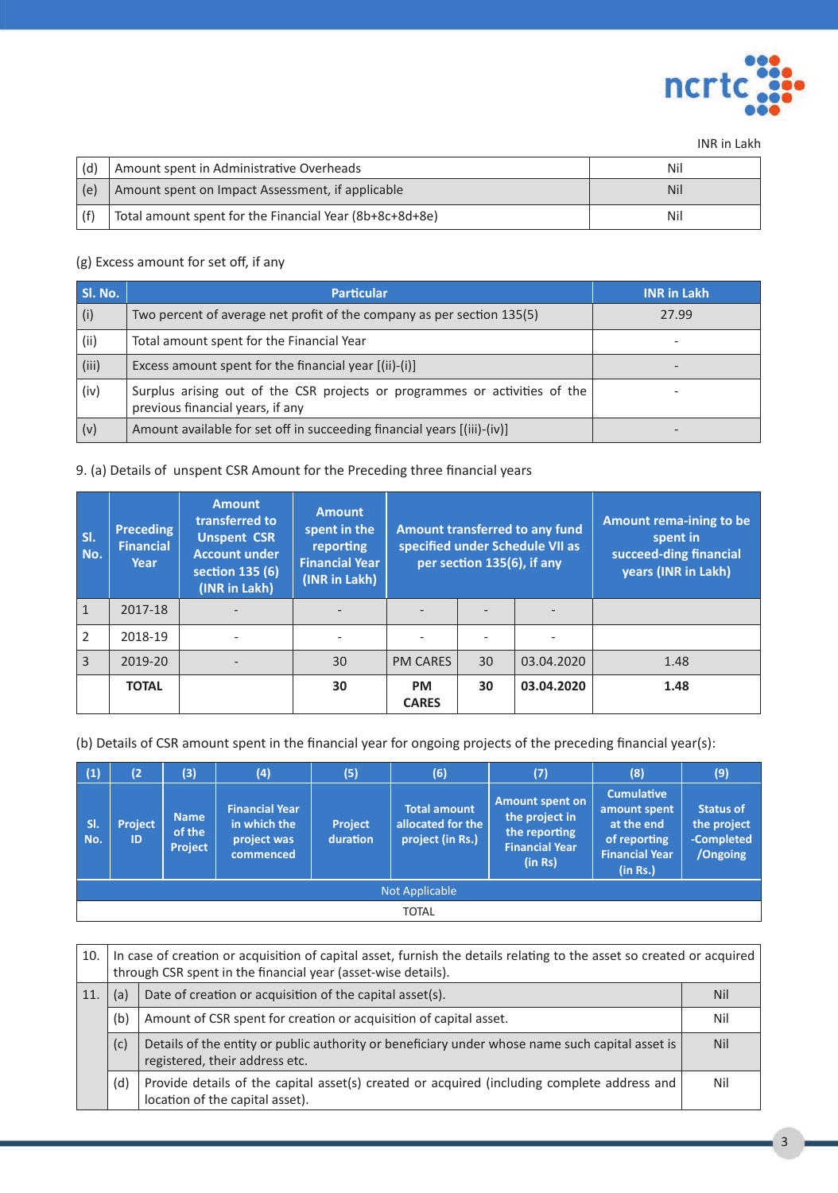INR in Lakh

| (d) | Amount spent in Administrative Overheads | Nil |
|---|---|---|
| (e) | Amount spent on Impact Assessment, if applicable | Nil |
| (f) | Total amount spent for the Financial Year (8b+8c+8d+8e) | Nil |

(g) Excess amount for set off, if any

| Sl. No. | Particular | INR in Lakh |
|---|---|---|
| (i) | Two percent of average net profit of the company as per section 135(5) | 27.99 |
| (ii) | Total amount spent for the Financial Year | - |
| (iii) | Excess amount spent for the financial year [(ii)-(i)] | - |
| (iv) | Surplus arising out of the CSR projects or programmes or activities of the previous financial years, if any | - |
| (v) | Amount available for set off in succeeding financial years [(iii)-(iv)] | - |

9. (a) Details of unspent CSR Amount for the Preceding three financial years

| Sl. No. | Preceding Financial Year | Amount transferred to Unspent CSR Account under section 135 (6) (INR in Lakh) | Amount spent in the reporting Financial Year (INR in Lakh) | Amount transferred to any fund specified under Schedule VII as per section 135(6), if any | | | Amount rema-ining to be spent in succeed-ding financial years (INR in Lakh) |
|---|---|---|---|---|---|---|---|
| 1 | 2017-18 | - | - | - | - | - | |
| 2 | 2018-19 | - | - | - | - | - | |
| 3 | 2019-20 | - | 30 | PM CARES | 30 | 03.04.2020 | 1.48 |
| | **TOTAL** | | **30** | **PM CARES** | **30** | **03.04.2020** | **1.48** |

(b) Details of CSR amount spent in the financial year for ongoing projects of the preceding financial year(s):

| (1) | (2 | (3) | (4) | (5) | (6) | (7) | (8) | (9) |
|---|---|---|---|---|---|---|---|---|
| Sl. No. | Project ID | Name of the Project | Financial Year in which the project was commenced | Project duration | Total amount allocated for the project (in Rs.) | Amount spent on the project in the reporting Financial Year (in Rs) | Cumulative amount spent at the end of reporting Financial Year (in Rs.) | Status of the project -Completed /Ongoing |
| Not Applicable | | | | | | | | |
| TOTAL | | | | | | | | |

| 10. | In case of creation or acquisition of capital asset, furnish the details relating to the asset so created or acquired through CSR spent in the financial year (asset-wise details). | | |
|---|---|---|---|
| 11. | (a) | Date of creation or acquisition of the capital asset(s). | Nil |
| | (b) | Amount of CSR spent for creation or acquisition of capital asset. | Nil |
| | (c) | Details of the entity or public authority or beneficiary under whose name such capital asset is registered, their address etc. | Nil |
| | (d) | Provide details of the capital asset(s) created or acquired (including complete address and location of the capital asset). | Nil |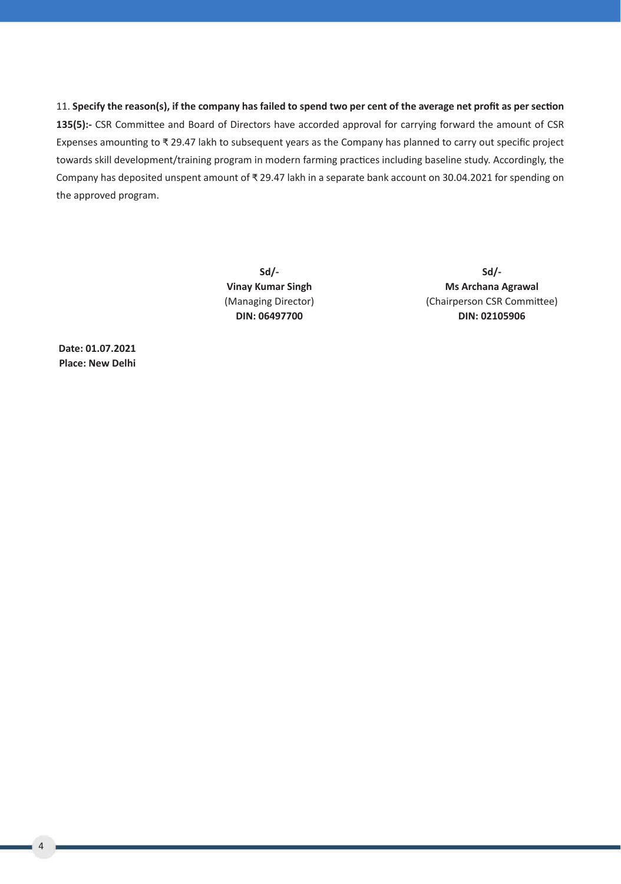11. **Specify the reason(s), if the company has failed to spend two per cent of the average net profit as per section 135(5):-** CSR Committee and Board of Directors have accorded approval for carrying forward the amount of CSR Expenses amounting to ₹ 29.47 lakh to subsequent years as the Company has planned to carry out specific project towards skill development/training program in modern farming practices including baseline study. Accordingly, the Company has deposited unspent amount of ₹ 29.47 lakh in a separate bank account on 30.04.2021 for spending on the approved program.

| | |
|---|---|
| **Sd/-** | **Sd/-** |
| **Vinay Kumar Singh** | **Ms Archana Agrawal** |
| (Managing Director) | (Chairperson CSR Committee) |
| **DIN: 06497700** | **DIN: 02105906** |

**Date: 01.07.2021**
**Place: New Delhi**